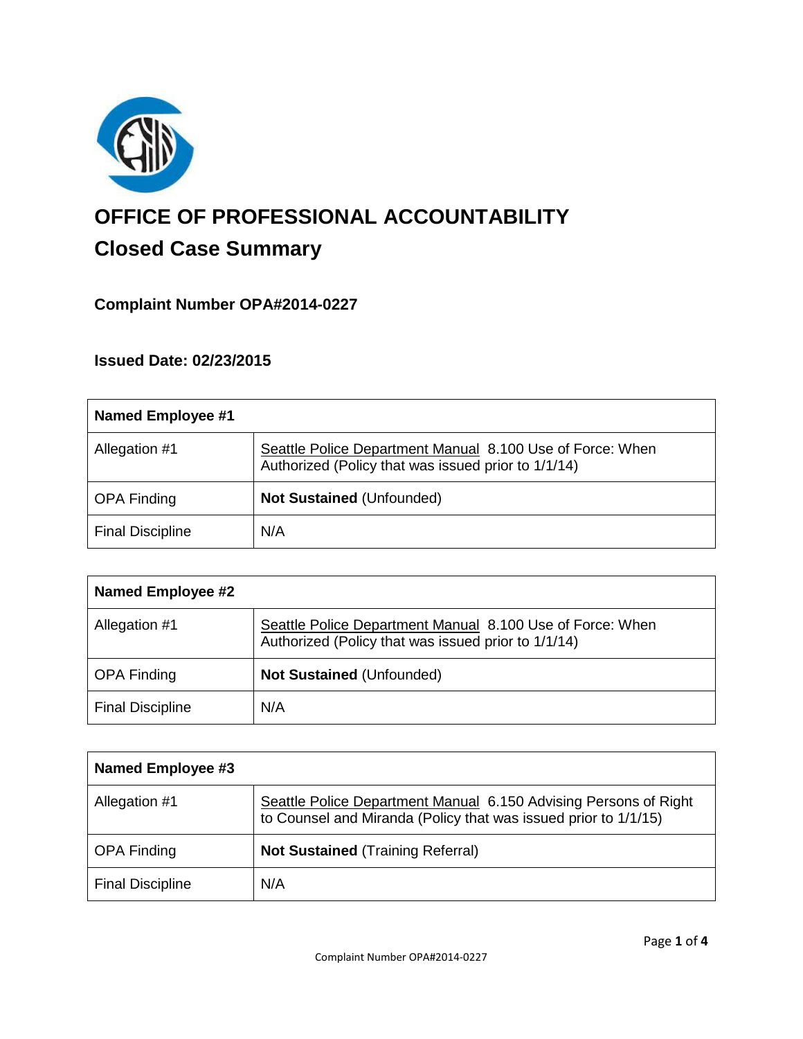# OFFICE OF PROFESSIONAL ACCOUNTABILITY

## Closed Case Summary

### Complaint Number OPA#2014-0227

### Issued Date: 02/23/2015

| **Named Employee #1** | |
|---|---|
| Allegation #1 | Seattle Police Department Manual 8.100 Use of Force: When Authorized (Policy that was issued prior to 1/1/14) |
| OPA Finding | **Not Sustained** (Unfounded) |
| Final Discipline | N/A |

| **Named Employee #2** | |
|---|---|
| Allegation #1 | Seattle Police Department Manual 8.100 Use of Force: When Authorized (Policy that was issued prior to 1/1/14) |
| OPA Finding | **Not Sustained** (Unfounded) |
| Final Discipline | N/A |

| **Named Employee #3** | |
|---|---|
| Allegation #1 | Seattle Police Department Manual 6.150 Advising Persons of Right to Counsel and Miranda (Policy that was issued prior to 1/1/15) |
| OPA Finding | **Not Sustained** (Training Referral) |
| Final Discipline | N/A |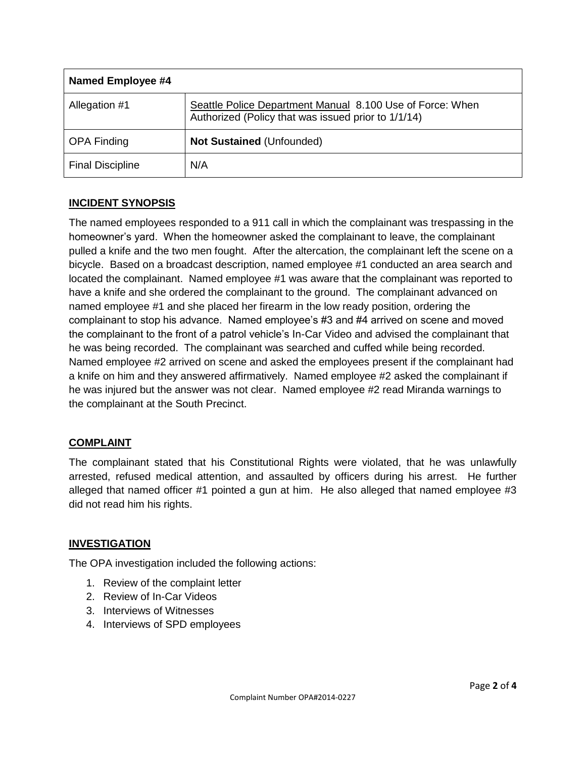| Named Employee #4 | |
|---|---|
| Allegation #1 | Seattle Police Department Manual 8.100 Use of Force: When Authorized (Policy that was issued prior to 1/1/14) |
| OPA Finding | **Not Sustained** (Unfounded) |
| Final Discipline | N/A |

## INCIDENT SYNOPSIS

The named employees responded to a 911 call in which the complainant was trespassing in the homeowner's yard. When the homeowner asked the complainant to leave, the complainant pulled a knife and the two men fought. After the altercation, the complainant left the scene on a bicycle. Based on a broadcast description, named employee #1 conducted an area search and located the complainant. Named employee #1 was aware that the complainant was reported to have a knife and she ordered the complainant to the ground. The complainant advanced on named employee #1 and she placed her firearm in the low ready position, ordering the complainant to stop his advance. Named employee's #3 and #4 arrived on scene and moved the complainant to the front of a patrol vehicle's In-Car Video and advised the complainant that he was being recorded. The complainant was searched and cuffed while being recorded. Named employee #2 arrived on scene and asked the employees present if the complainant had a knife on him and they answered affirmatively. Named employee #2 asked the complainant if he was injured but the answer was not clear. Named employee #2 read Miranda warnings to the complainant at the South Precinct.

## COMPLAINT

The complainant stated that his Constitutional Rights were violated, that he was unlawfully arrested, refused medical attention, and assaulted by officers during his arrest. He further alleged that named officer #1 pointed a gun at him. He also alleged that named employee #3 did not read him his rights.

## INVESTIGATION

The OPA investigation included the following actions:

1. Review of the complaint letter
2. Review of In-Car Videos
3. Interviews of Witnesses
4. Interviews of SPD employees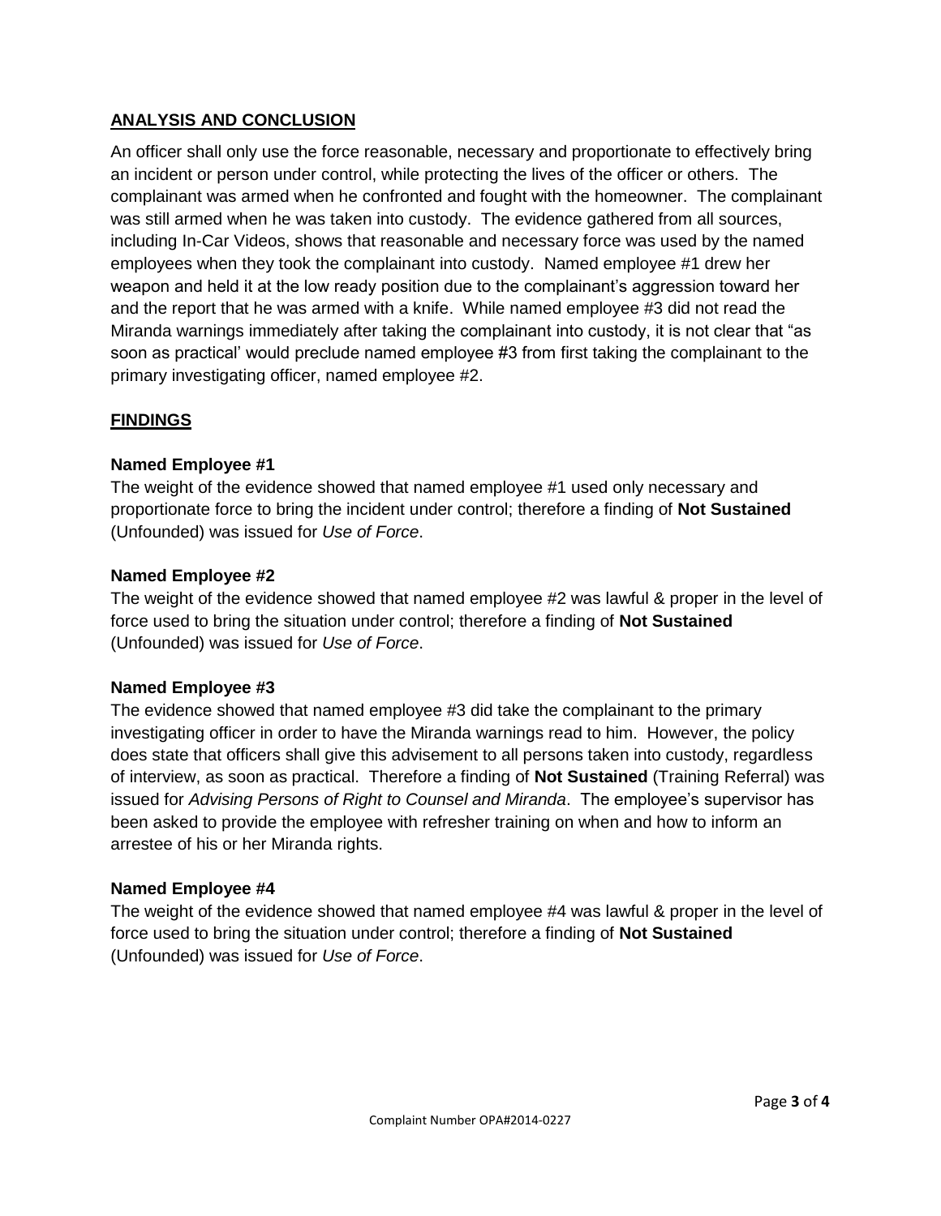## ANALYSIS AND CONCLUSION

An officer shall only use the force reasonable, necessary and proportionate to effectively bring an incident or person under control, while protecting the lives of the officer or others. The complainant was armed when he confronted and fought with the homeowner. The complainant was still armed when he was taken into custody. The evidence gathered from all sources, including In-Car Videos, shows that reasonable and necessary force was used by the named employees when they took the complainant into custody. Named employee #1 drew her weapon and held it at the low ready position due to the complainant's aggression toward her and the report that he was armed with a knife. While named employee #3 did not read the Miranda warnings immediately after taking the complainant into custody, it is not clear that "as soon as practical' would preclude named employee #3 from first taking the complainant to the primary investigating officer, named employee #2.

## FINDINGS

### Named Employee #1

The weight of the evidence showed that named employee #1 used only necessary and proportionate force to bring the incident under control; therefore a finding of **Not Sustained** (Unfounded) was issued for *Use of Force*.

### Named Employee #2

The weight of the evidence showed that named employee #2 was lawful & proper in the level of force used to bring the situation under control; therefore a finding of **Not Sustained** (Unfounded) was issued for *Use of Force*.

### Named Employee #3

The evidence showed that named employee #3 did take the complainant to the primary investigating officer in order to have the Miranda warnings read to him. However, the policy does state that officers shall give this advisement to all persons taken into custody, regardless of interview, as soon as practical. Therefore a finding of **Not Sustained** (Training Referral) was issued for *Advising Persons of Right to Counsel and Miranda*. The employee's supervisor has been asked to provide the employee with refresher training on when and how to inform an arrestee of his or her Miranda rights.

### Named Employee #4

The weight of the evidence showed that named employee #4 was lawful & proper in the level of force used to bring the situation under control; therefore a finding of **Not Sustained** (Unfounded) was issued for *Use of Force*.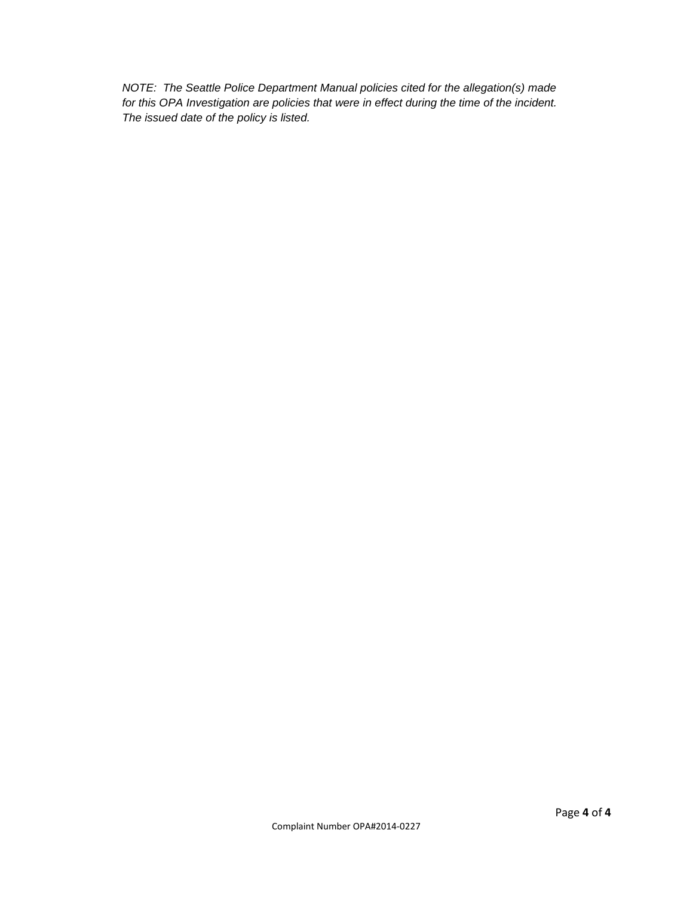*NOTE: The Seattle Police Department Manual policies cited for the allegation(s) made for this OPA Investigation are policies that were in effect during the time of the incident. The issued date of the policy is listed.*